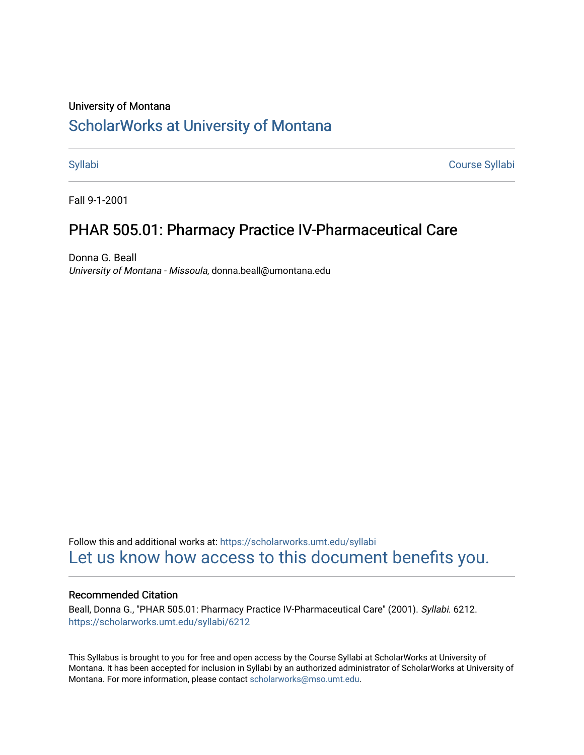University of Montana

# ScholarWorks at University of Montana

Syllabi | Course Syllabi

Fall 9-1-2001

## PHAR 505.01: Pharmacy Practice IV-Pharmaceutical Care

Donna G. Beall

*University of Montana - Missoula*, donna.beall@umontana.edu

Follow this and additional works at: https://scholarworks.umt.edu/syllabi

Let us know how access to this document benefits you.

### Recommended Citation

Beall, Donna G., "PHAR 505.01: Pharmacy Practice IV-Pharmaceutical Care" (2001). *Syllabi*. 6212.
https://scholarworks.umt.edu/syllabi/6212

This Syllabus is brought to you for free and open access by the Course Syllabi at ScholarWorks at University of Montana. It has been accepted for inclusion in Syllabi by an authorized administrator of ScholarWorks at University of Montana. For more information, please contact scholarworks@mso.umt.edu.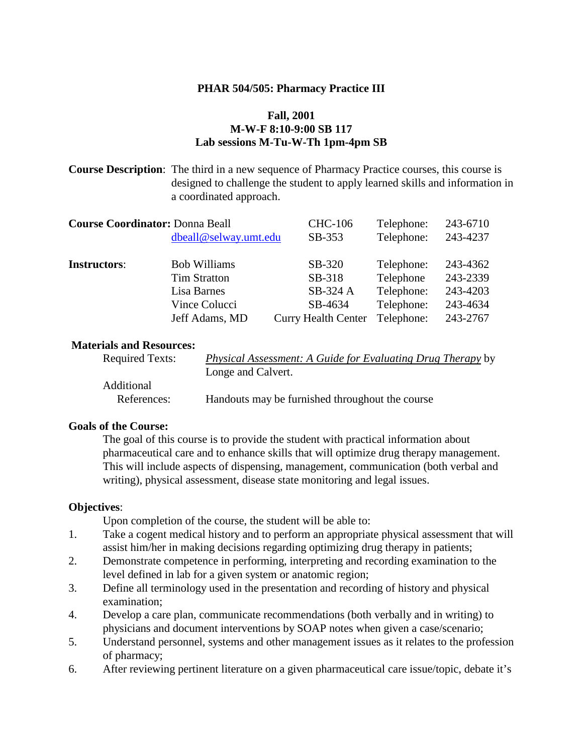**PHAR 504/505: Pharmacy Practice III**

**Fall, 2001**
**M-W-F 8:10-9:00 SB 117**
**Lab sessions M-Tu-W-Th 1pm-4pm SB**

**Course Description**: The third in a new sequence of Pharmacy Practice courses, this course is designed to challenge the student to apply learned skills and information in a coordinated approach.

| | | | | |
|---|---|---|---|---|
| **Course Coordinator:** | Donna Beall | CHC-106 | Telephone: | 243-6710 |
| | dbeall@selway.umt.edu | SB-353 | Telephone: | 243-4237 |
| **Instructors**: | Bob Williams | SB-320 | Telephone: | 243-4362 |
| | Tim Stratton | SB-318 | Telephone | 243-2339 |
| | Lisa Barnes | SB-324 A | Telephone: | 243-4203 |
| | Vince Colucci | SB-4634 | Telephone: | 243-4634 |
| | Jeff Adams, MD | Curry Health Center | Telephone: | 243-2767 |

**Materials and Resources:**

Required Texts: *Physical Assessment: A Guide for Evaluating Drug Therapy* by Longe and Calvert.

Additional References: Handouts may be furnished throughout the course

**Goals of the Course:**

The goal of this course is to provide the student with practical information about pharmaceutical care and to enhance skills that will optimize drug therapy management. This will include aspects of dispensing, management, communication (both verbal and writing), physical assessment, disease state monitoring and legal issues.

**Objectives**:

Upon completion of the course, the student will be able to:

1. Take a cogent medical history and to perform an appropriate physical assessment that will assist him/her in making decisions regarding optimizing drug therapy in patients;
2. Demonstrate competence in performing, interpreting and recording examination to the level defined in lab for a given system or anatomic region;
3. Define all terminology used in the presentation and recording of history and physical examination;
4. Develop a care plan, communicate recommendations (both verbally and in writing) to physicians and document interventions by SOAP notes when given a case/scenario;
5. Understand personnel, systems and other management issues as it relates to the profession of pharmacy;
6. After reviewing pertinent literature on a given pharmaceutical care issue/topic, debate it's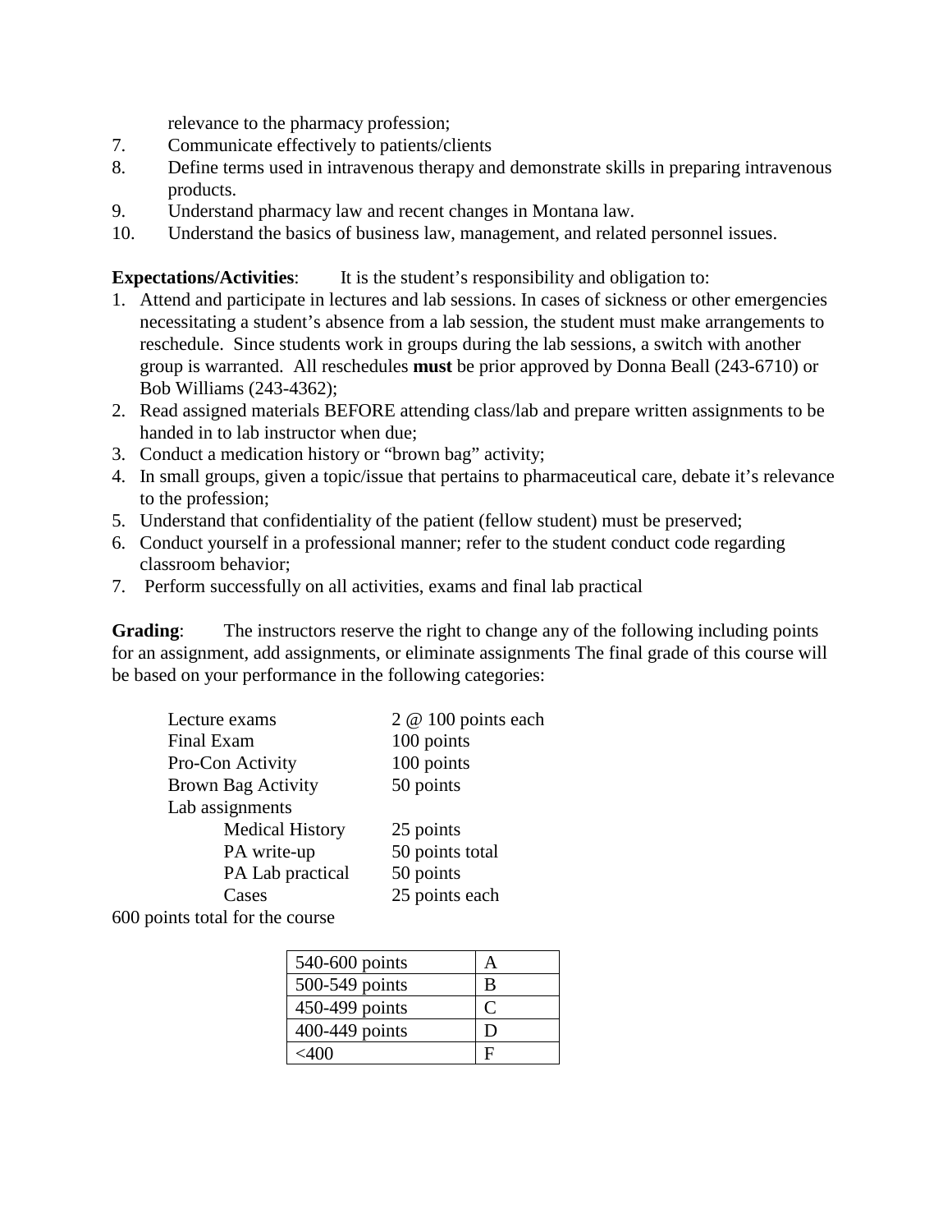relevance to the pharmacy profession;

7. Communicate effectively to patients/clients
8. Define terms used in intravenous therapy and demonstrate skills in preparing intravenous products.
9. Understand pharmacy law and recent changes in Montana law.
10. Understand the basics of business law, management, and related personnel issues.

**Expectations/Activities**: It is the student's responsibility and obligation to:

1. Attend and participate in lectures and lab sessions. In cases of sickness or other emergencies necessitating a student's absence from a lab session, the student must make arrangements to reschedule. Since students work in groups during the lab sessions, a switch with another group is warranted. All reschedules **must** be prior approved by Donna Beall (243-6710) or Bob Williams (243-4362);
2. Read assigned materials BEFORE attending class/lab and prepare written assignments to be handed in to lab instructor when due;
3. Conduct a medication history or "brown bag" activity;
4. In small groups, given a topic/issue that pertains to pharmaceutical care, debate it's relevance to the profession;
5. Understand that confidentiality of the patient (fellow student) must be preserved;
6. Conduct yourself in a professional manner; refer to the student conduct code regarding classroom behavior;
7. Perform successfully on all activities, exams and final lab practical

**Grading**: The instructors reserve the right to change any of the following including points for an assignment, add assignments, or eliminate assignments The final grade of this course will be based on your performance in the following categories:

| | |
|---|---|
| Lecture exams | 2 @ 100 points each |
| Final Exam | 100 points |
| Pro-Con Activity | 100 points |
| Brown Bag Activity | 50 points |
| Lab assignments | |
| Medical History | 25 points |
| PA write-up | 50 points total |
| PA Lab practical | 50 points |
| Cases | 25 points each |

600 points total for the course

| | |
|---|---|
| 540-600 points | A |
| 500-549 points | B |
| 450-499 points | C |
| 400-449 points | D |
| <400 | F |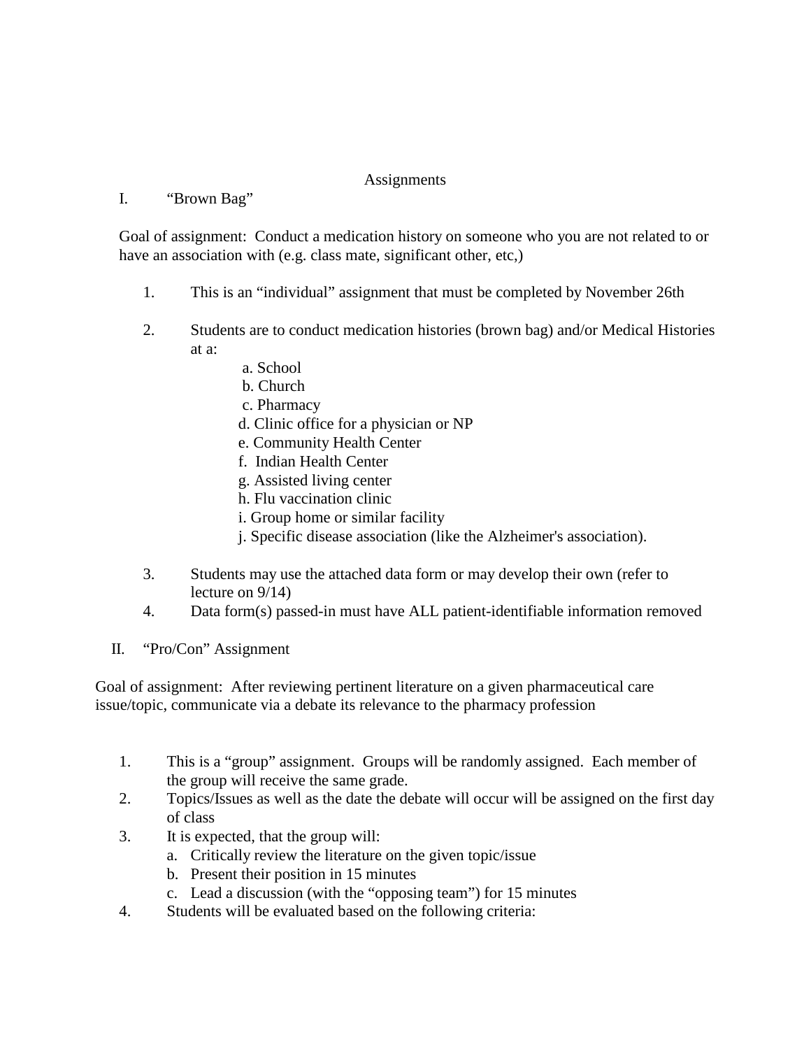# Assignments

## I. "Brown Bag"

Goal of assignment: Conduct a medication history on someone who you are not related to or have an association with (e.g. class mate, significant other, etc,)

1. This is an "individual" assignment that must be completed by November 26th

2. Students are to conduct medication histories (brown bag) and/or Medical Histories at a:
   - a. School
   - b. Church
   - c. Pharmacy
   - d. Clinic office for a physician or NP
   - e. Community Health Center
   - f. Indian Health Center
   - g. Assisted living center
   - h. Flu vaccination clinic
   - i. Group home or similar facility
   - j. Specific disease association (like the Alzheimer's association).

3. Students may use the attached data form or may develop their own (refer to lecture on 9/14)
4. Data form(s) passed-in must have ALL patient-identifiable information removed

## II. "Pro/Con" Assignment

Goal of assignment: After reviewing pertinent literature on a given pharmaceutical care issue/topic, communicate via a debate its relevance to the pharmacy profession

1. This is a "group" assignment. Groups will be randomly assigned. Each member of the group will receive the same grade.
2. Topics/Issues as well as the date the debate will occur will be assigned on the first day of class
3. It is expected, that the group will:
   - a. Critically review the literature on the given topic/issue
   - b. Present their position in 15 minutes
   - c. Lead a discussion (with the "opposing team") for 15 minutes
4. Students will be evaluated based on the following criteria: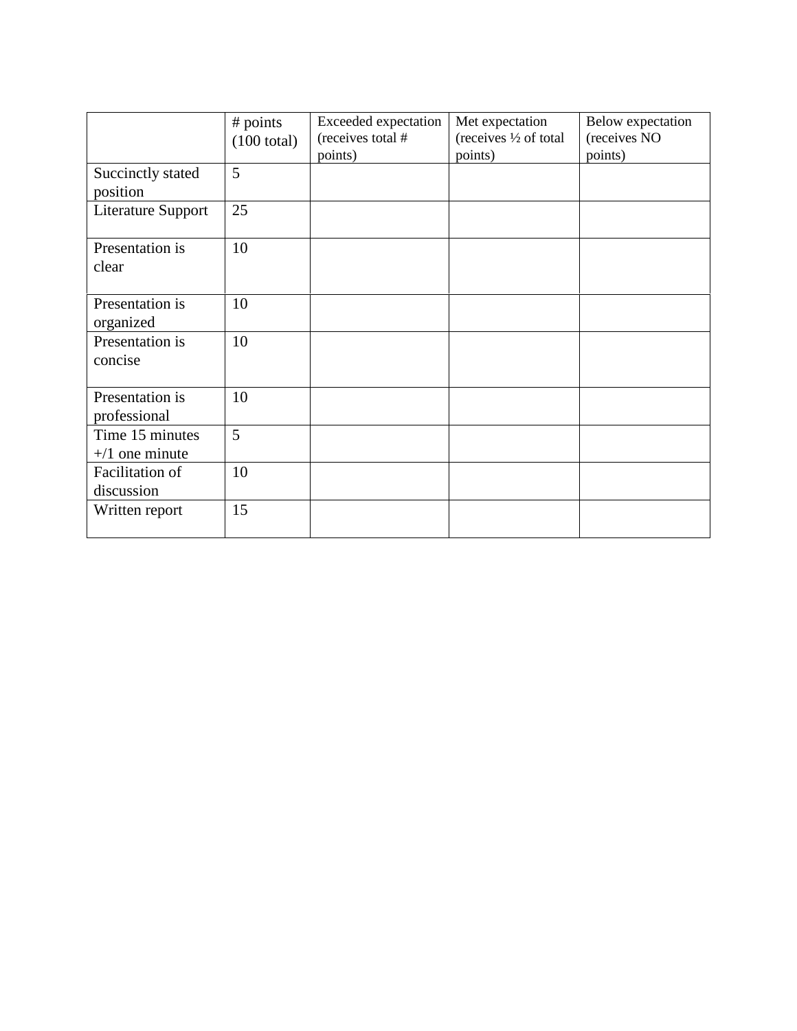| | # points (100 total) | Exceeded expectation (receives total # points) | Met expectation (receives ½ of total points) | Below expectation (receives NO points) |
|---|---|---|---|---|
| Succinctly stated position | 5 | | | |
| Literature Support | 25 | | | |
| Presentation is clear | 10 | | | |
| Presentation is organized | 10 | | | |
| Presentation is concise | 10 | | | |
| Presentation is professional | 10 | | | |
| Time 15 minutes +/1 one minute | 5 | | | |
| Facilitation of discussion | 10 | | | |
| Written report | 15 | | | |